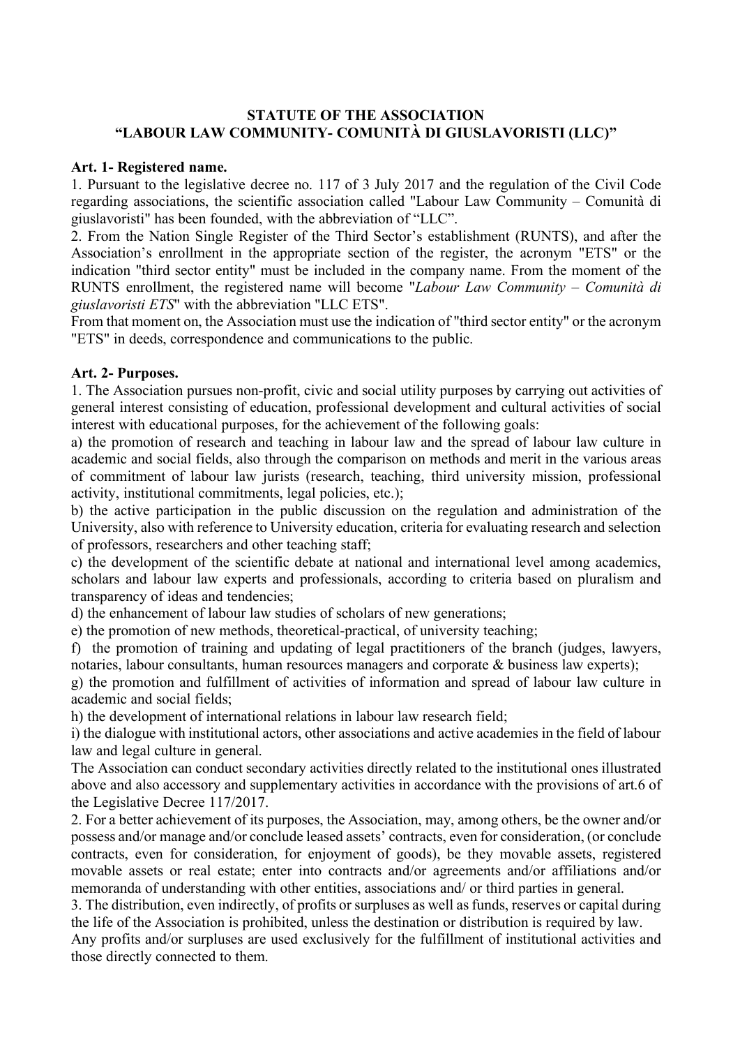# STATUTE OF THE ASSOCIATION
# "LABOUR LAW COMMUNITY- COMUNITÀ DI GIUSLAVORISTI (LLC)"

**Art. 1- Registered name.**

1. Pursuant to the legislative decree no. 117 of 3 July 2017 and the regulation of the Civil Code regarding associations, the scientific association called "Labour Law Community – Comunità di giuslavoristi" has been founded, with the abbreviation of "LLC".
2. From the Nation Single Register of the Third Sector's establishment (RUNTS), and after the Association's enrollment in the appropriate section of the register, the acronym "ETS" or the indication "third sector entity" must be included in the company name. From the moment of the RUNTS enrollment, the registered name will become "*Labour Law Community – Comunità di giuslavoristi ETS*" with the abbreviation "LLC ETS".

From that moment on, the Association must use the indication of "third sector entity" or the acronym "ETS" in deeds, correspondence and communications to the public.

**Art. 2- Purposes.**

1. The Association pursues non-profit, civic and social utility purposes by carrying out activities of general interest consisting of education, professional development and cultural activities of social interest with educational purposes, for the achievement of the following goals:

a) the promotion of research and teaching in labour law and the spread of labour law culture in academic and social fields, also through the comparison on methods and merit in the various areas of commitment of labour law jurists (research, teaching, third university mission, professional activity, institutional commitments, legal policies, etc.);

b) the active participation in the public discussion on the regulation and administration of the University, also with reference to University education, criteria for evaluating research and selection of professors, researchers and other teaching staff;

c) the development of the scientific debate at national and international level among academics, scholars and labour law experts and professionals, according to criteria based on pluralism and transparency of ideas and tendencies;

d) the enhancement of labour law studies of scholars of new generations;

e) the promotion of new methods, theoretical-practical, of university teaching;

f) the promotion of training and updating of legal practitioners of the branch (judges, lawyers, notaries, labour consultants, human resources managers and corporate & business law experts);

g) the promotion and fulfillment of activities of information and spread of labour law culture in academic and social fields;

h) the development of international relations in labour law research field;

i) the dialogue with institutional actors, other associations and active academies in the field of labour law and legal culture in general.

The Association can conduct secondary activities directly related to the institutional ones illustrated above and also accessory and supplementary activities in accordance with the provisions of art.6 of the Legislative Decree 117/2017.

2. For a better achievement of its purposes, the Association, may, among others, be the owner and/or possess and/or manage and/or conclude leased assets' contracts, even for consideration, (or conclude contracts, even for consideration, for enjoyment of goods), be they movable assets, registered movable assets or real estate; enter into contracts and/or agreements and/or affiliations and/or memoranda of understanding with other entities, associations and/ or third parties in general.
3. The distribution, even indirectly, of profits or surpluses as well as funds, reserves or capital during the life of the Association is prohibited, unless the destination or distribution is required by law.

Any profits and/or surpluses are used exclusively for the fulfillment of institutional activities and those directly connected to them.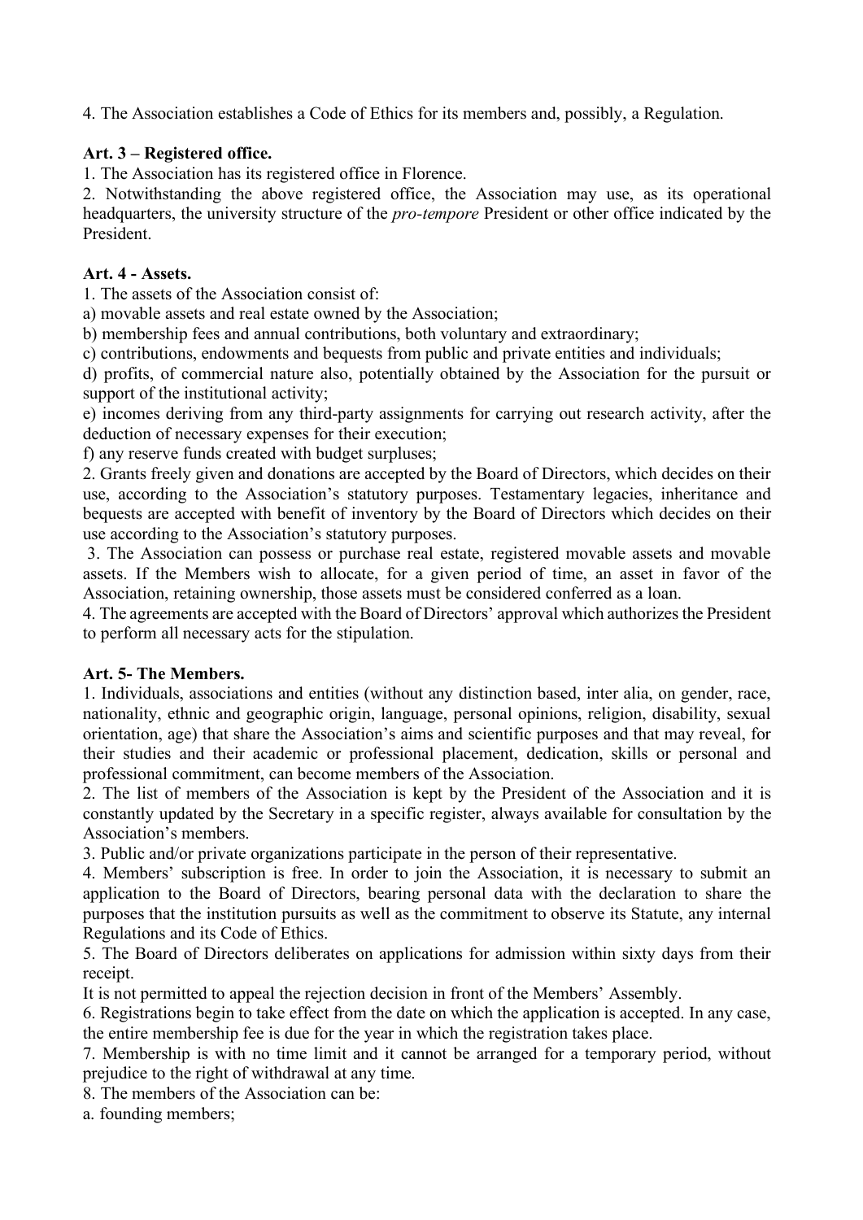4. The Association establishes a Code of Ethics for its members and, possibly, a Regulation.

**Art. 3 – Registered office.**

1. The Association has its registered office in Florence.
2. Notwithstanding the above registered office, the Association may use, as its operational headquarters, the university structure of the *pro-tempore* President or other office indicated by the President.

**Art. 4 - Assets.**

1. The assets of the Association consist of:

a) movable assets and real estate owned by the Association;

b) membership fees and annual contributions, both voluntary and extraordinary;

c) contributions, endowments and bequests from public and private entities and individuals;

d) profits, of commercial nature also, potentially obtained by the Association for the pursuit or support of the institutional activity;

e) incomes deriving from any third-party assignments for carrying out research activity, after the deduction of necessary expenses for their execution;

f) any reserve funds created with budget surpluses;

2. Grants freely given and donations are accepted by the Board of Directors, which decides on their use, according to the Association's statutory purposes. Testamentary legacies, inheritance and bequests are accepted with benefit of inventory by the Board of Directors which decides on their use according to the Association's statutory purposes.

3. The Association can possess or purchase real estate, registered movable assets and movable assets. If the Members wish to allocate, for a given period of time, an asset in favor of the Association, retaining ownership, those assets must be considered conferred as a loan.

4. The agreements are accepted with the Board of Directors' approval which authorizes the President to perform all necessary acts for the stipulation.

**Art. 5- The Members.**

1. Individuals, associations and entities (without any distinction based, inter alia, on gender, race, nationality, ethnic and geographic origin, language, personal opinions, religion, disability, sexual orientation, age) that share the Association's aims and scientific purposes and that may reveal, for their studies and their academic or professional placement, dedication, skills or personal and professional commitment, can become members of the Association.

2. The list of members of the Association is kept by the President of the Association and it is constantly updated by the Secretary in a specific register, always available for consultation by the Association's members.

3. Public and/or private organizations participate in the person of their representative.

4. Members' subscription is free. In order to join the Association, it is necessary to submit an application to the Board of Directors, bearing personal data with the declaration to share the purposes that the institution pursuits as well as the commitment to observe its Statute, any internal Regulations and its Code of Ethics.

5. The Board of Directors deliberates on applications for admission within sixty days from their receipt.

It is not permitted to appeal the rejection decision in front of the Members' Assembly.

6. Registrations begin to take effect from the date on which the application is accepted. In any case, the entire membership fee is due for the year in which the registration takes place.

7. Membership is with no time limit and it cannot be arranged for a temporary period, without prejudice to the right of withdrawal at any time.

8. The members of the Association can be:

a. founding members;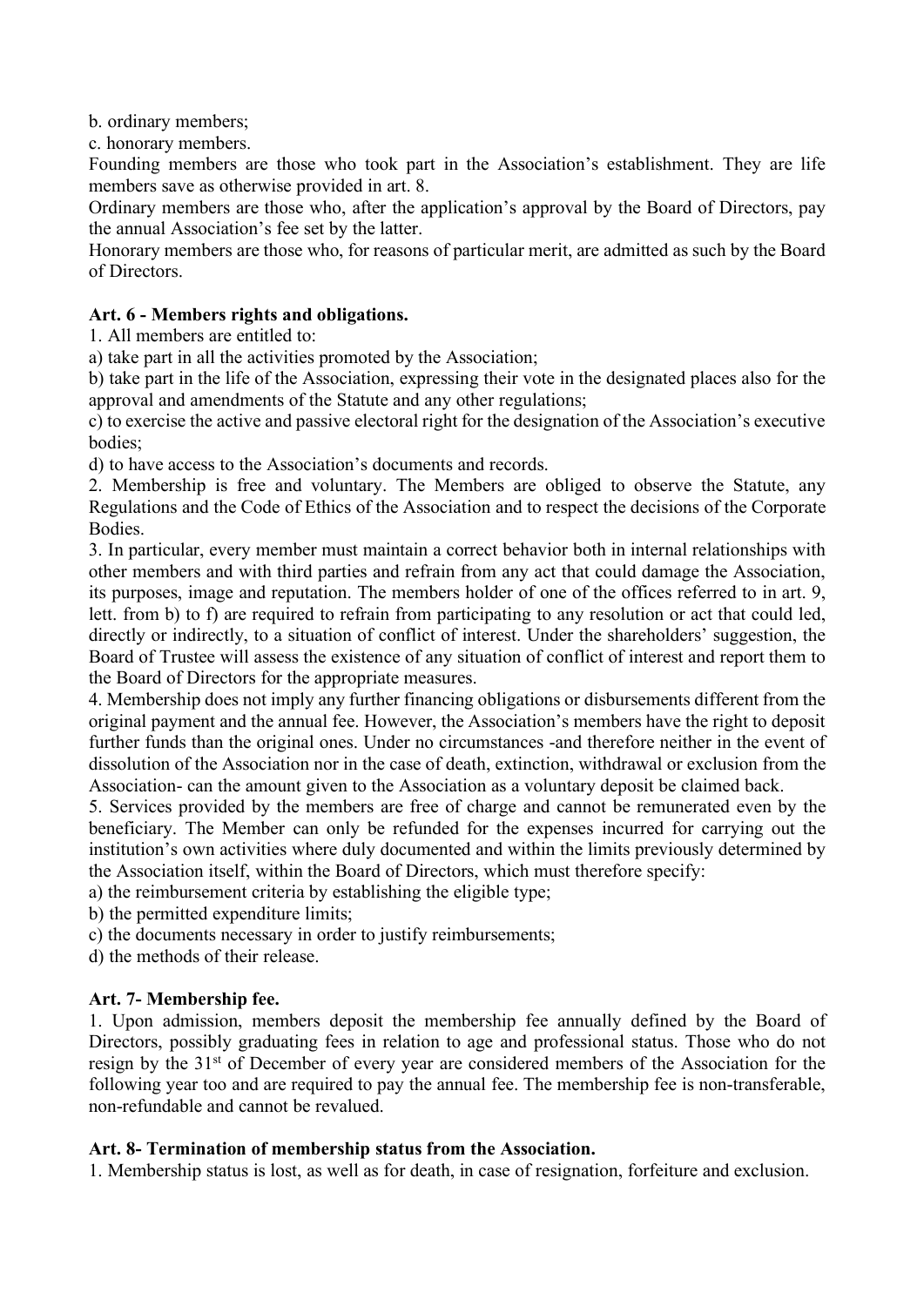b. ordinary members;

c. honorary members.

Founding members are those who took part in the Association's establishment. They are life members save as otherwise provided in art. 8.

Ordinary members are those who, after the application's approval by the Board of Directors, pay the annual Association's fee set by the latter.

Honorary members are those who, for reasons of particular merit, are admitted as such by the Board of Directors.

**Art. 6 - Members rights and obligations.**

1. All members are entitled to:

a) take part in all the activities promoted by the Association;

b) take part in the life of the Association, expressing their vote in the designated places also for the approval and amendments of the Statute and any other regulations;

c) to exercise the active and passive electoral right for the designation of the Association's executive bodies;

d) to have access to the Association's documents and records.

2. Membership is free and voluntary. The Members are obliged to observe the Statute, any Regulations and the Code of Ethics of the Association and to respect the decisions of the Corporate Bodies.

3. In particular, every member must maintain a correct behavior both in internal relationships with other members and with third parties and refrain from any act that could damage the Association, its purposes, image and reputation. The members holder of one of the offices referred to in art. 9, lett. from b) to f) are required to refrain from participating to any resolution or act that could led, directly or indirectly, to a situation of conflict of interest. Under the shareholders' suggestion, the Board of Trustee will assess the existence of any situation of conflict of interest and report them to the Board of Directors for the appropriate measures.

4. Membership does not imply any further financing obligations or disbursements different from the original payment and the annual fee. However, the Association's members have the right to deposit further funds than the original ones. Under no circumstances -and therefore neither in the event of dissolution of the Association nor in the case of death, extinction, withdrawal or exclusion from the Association- can the amount given to the Association as a voluntary deposit be claimed back.

5. Services provided by the members are free of charge and cannot be remunerated even by the beneficiary. The Member can only be refunded for the expenses incurred for carrying out the institution's own activities where duly documented and within the limits previously determined by the Association itself, within the Board of Directors, which must therefore specify:

a) the reimbursement criteria by establishing the eligible type;

b) the permitted expenditure limits;

c) the documents necessary in order to justify reimbursements;

d) the methods of their release.

**Art. 7- Membership fee.**

1. Upon admission, members deposit the membership fee annually defined by the Board of Directors, possibly graduating fees in relation to age and professional status. Those who do not resign by the 31st of December of every year are considered members of the Association for the following year too and are required to pay the annual fee. The membership fee is non-transferable, non-refundable and cannot be revalued.

**Art. 8- Termination of membership status from the Association.**

1. Membership status is lost, as well as for death, in case of resignation, forfeiture and exclusion.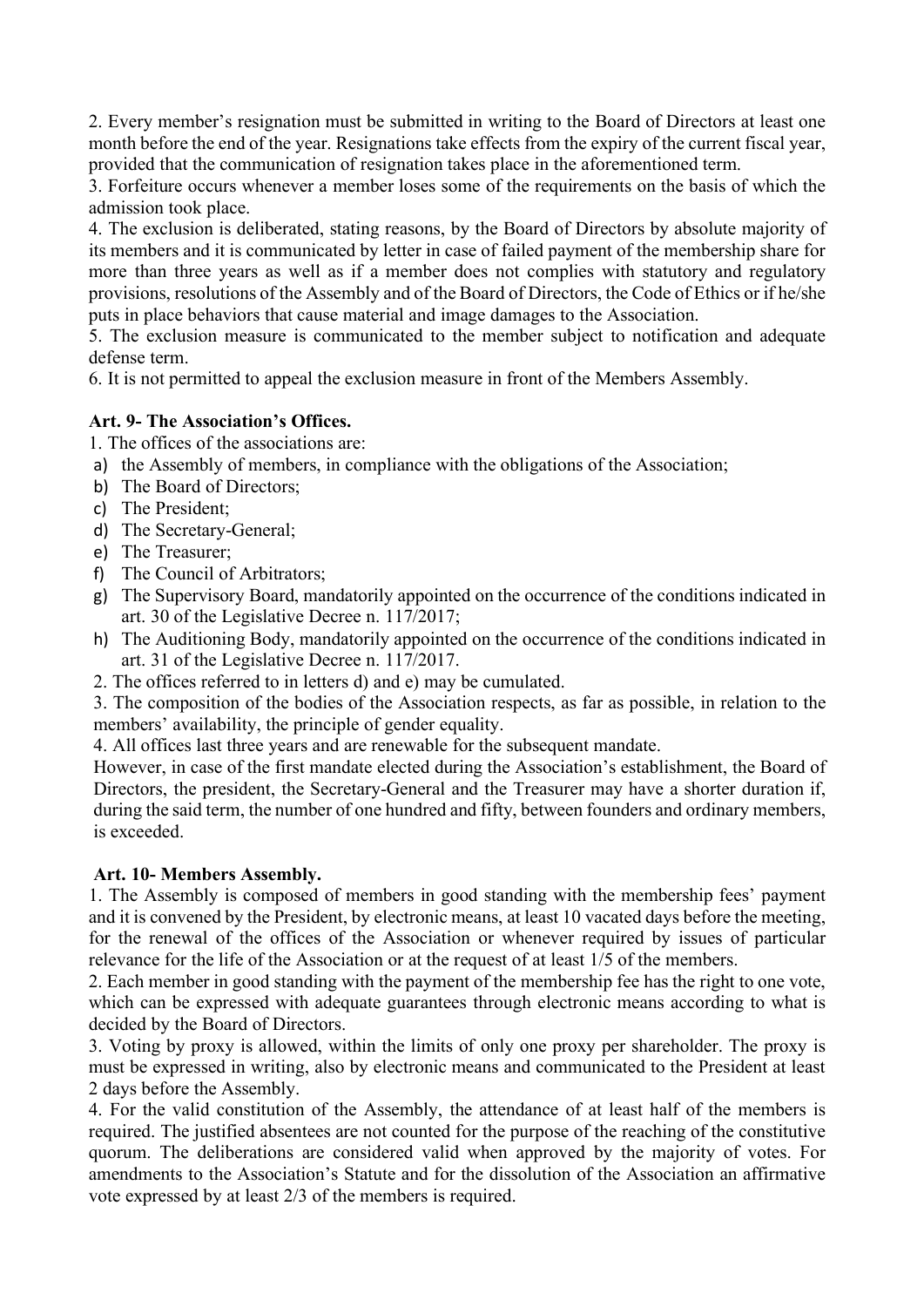2. Every member's resignation must be submitted in writing to the Board of Directors at least one month before the end of the year. Resignations take effects from the expiry of the current fiscal year, provided that the communication of resignation takes place in the aforementioned term.

3. Forfeiture occurs whenever a member loses some of the requirements on the basis of which the admission took place.

4. The exclusion is deliberated, stating reasons, by the Board of Directors by absolute majority of its members and it is communicated by letter in case of failed payment of the membership share for more than three years as well as if a member does not complies with statutory and regulatory provisions, resolutions of the Assembly and of the Board of Directors, the Code of Ethics or if he/she puts in place behaviors that cause material and image damages to the Association.

5. The exclusion measure is communicated to the member subject to notification and adequate defense term.

6. It is not permitted to appeal the exclusion measure in front of the Members Assembly.

**Art. 9- The Association's Offices.**

1. The offices of the associations are:

a) the Assembly of members, in compliance with the obligations of the Association;
b) The Board of Directors;
c) The President;
d) The Secretary-General;
e) The Treasurer;
f) The Council of Arbitrators;
g) The Supervisory Board, mandatorily appointed on the occurrence of the conditions indicated in art. 30 of the Legislative Decree n. 117/2017;
h) The Auditioning Body, mandatorily appointed on the occurrence of the conditions indicated in art. 31 of the Legislative Decree n. 117/2017.

2. The offices referred to in letters d) and e) may be cumulated.

3. The composition of the bodies of the Association respects, as far as possible, in relation to the members' availability, the principle of gender equality.

4. All offices last three years and are renewable for the subsequent mandate.

However, in case of the first mandate elected during the Association's establishment, the Board of Directors, the president, the Secretary-General and the Treasurer may have a shorter duration if, during the said term, the number of one hundred and fifty, between founders and ordinary members, is exceeded.

**Art. 10- Members Assembly.**

1. The Assembly is composed of members in good standing with the membership fees' payment and it is convened by the President, by electronic means, at least 10 vacated days before the meeting, for the renewal of the offices of the Association or whenever required by issues of particular relevance for the life of the Association or at the request of at least 1/5 of the members.

2. Each member in good standing with the payment of the membership fee has the right to one vote, which can be expressed with adequate guarantees through electronic means according to what is decided by the Board of Directors.

3. Voting by proxy is allowed, within the limits of only one proxy per shareholder. The proxy is must be expressed in writing, also by electronic means and communicated to the President at least 2 days before the Assembly.

4. For the valid constitution of the Assembly, the attendance of at least half of the members is required. The justified absentees are not counted for the purpose of the reaching of the constitutive quorum. The deliberations are considered valid when approved by the majority of votes. For amendments to the Association's Statute and for the dissolution of the Association an affirmative vote expressed by at least 2/3 of the members is required.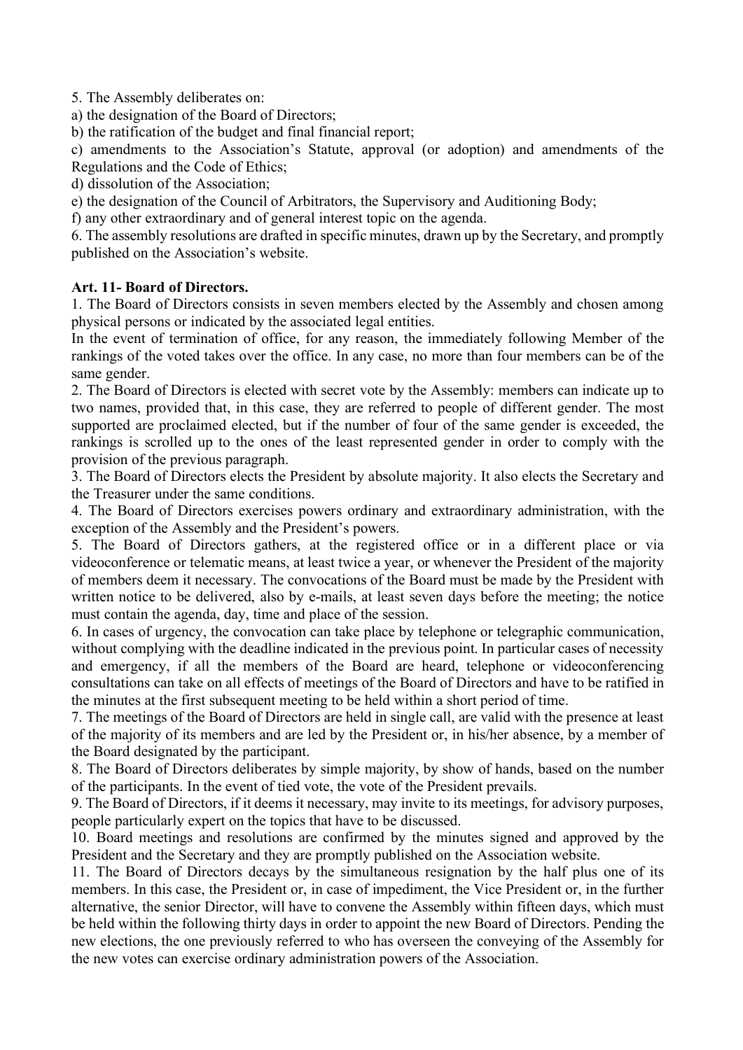5. The Assembly deliberates on:

a) the designation of the Board of Directors;

b) the ratification of the budget and final financial report;

c) amendments to the Association's Statute, approval (or adoption) and amendments of the Regulations and the Code of Ethics;

d) dissolution of the Association;

e) the designation of the Council of Arbitrators, the Supervisory and Auditioning Body;

f) any other extraordinary and of general interest topic on the agenda.

6. The assembly resolutions are drafted in specific minutes, drawn up by the Secretary, and promptly published on the Association's website.

**Art. 11- Board of Directors.**

1. The Board of Directors consists in seven members elected by the Assembly and chosen among physical persons or indicated by the associated legal entities.

In the event of termination of office, for any reason, the immediately following Member of the rankings of the voted takes over the office. In any case, no more than four members can be of the same gender.

2. The Board of Directors is elected with secret vote by the Assembly: members can indicate up to two names, provided that, in this case, they are referred to people of different gender. The most supported are proclaimed elected, but if the number of four of the same gender is exceeded, the rankings is scrolled up to the ones of the least represented gender in order to comply with the provision of the previous paragraph.

3. The Board of Directors elects the President by absolute majority. It also elects the Secretary and the Treasurer under the same conditions.

4. The Board of Directors exercises powers ordinary and extraordinary administration, with the exception of the Assembly and the President's powers.

5. The Board of Directors gathers, at the registered office or in a different place or via videoconference or telematic means, at least twice a year, or whenever the President of the majority of members deem it necessary. The convocations of the Board must be made by the President with written notice to be delivered, also by e-mails, at least seven days before the meeting; the notice must contain the agenda, day, time and place of the session.

6. In cases of urgency, the convocation can take place by telephone or telegraphic communication, without complying with the deadline indicated in the previous point. In particular cases of necessity and emergency, if all the members of the Board are heard, telephone or videoconferencing consultations can take on all effects of meetings of the Board of Directors and have to be ratified in the minutes at the first subsequent meeting to be held within a short period of time.

7. The meetings of the Board of Directors are held in single call, are valid with the presence at least of the majority of its members and are led by the President or, in his/her absence, by a member of the Board designated by the participant.

8. The Board of Directors deliberates by simple majority, by show of hands, based on the number of the participants. In the event of tied vote, the vote of the President prevails.

9. The Board of Directors, if it deems it necessary, may invite to its meetings, for advisory purposes, people particularly expert on the topics that have to be discussed.

10. Board meetings and resolutions are confirmed by the minutes signed and approved by the President and the Secretary and they are promptly published on the Association website.

11. The Board of Directors decays by the simultaneous resignation by the half plus one of its members. In this case, the President or, in case of impediment, the Vice President or, in the further alternative, the senior Director, will have to convene the Assembly within fifteen days, which must be held within the following thirty days in order to appoint the new Board of Directors. Pending the new elections, the one previously referred to who has overseen the conveying of the Assembly for the new votes can exercise ordinary administration powers of the Association.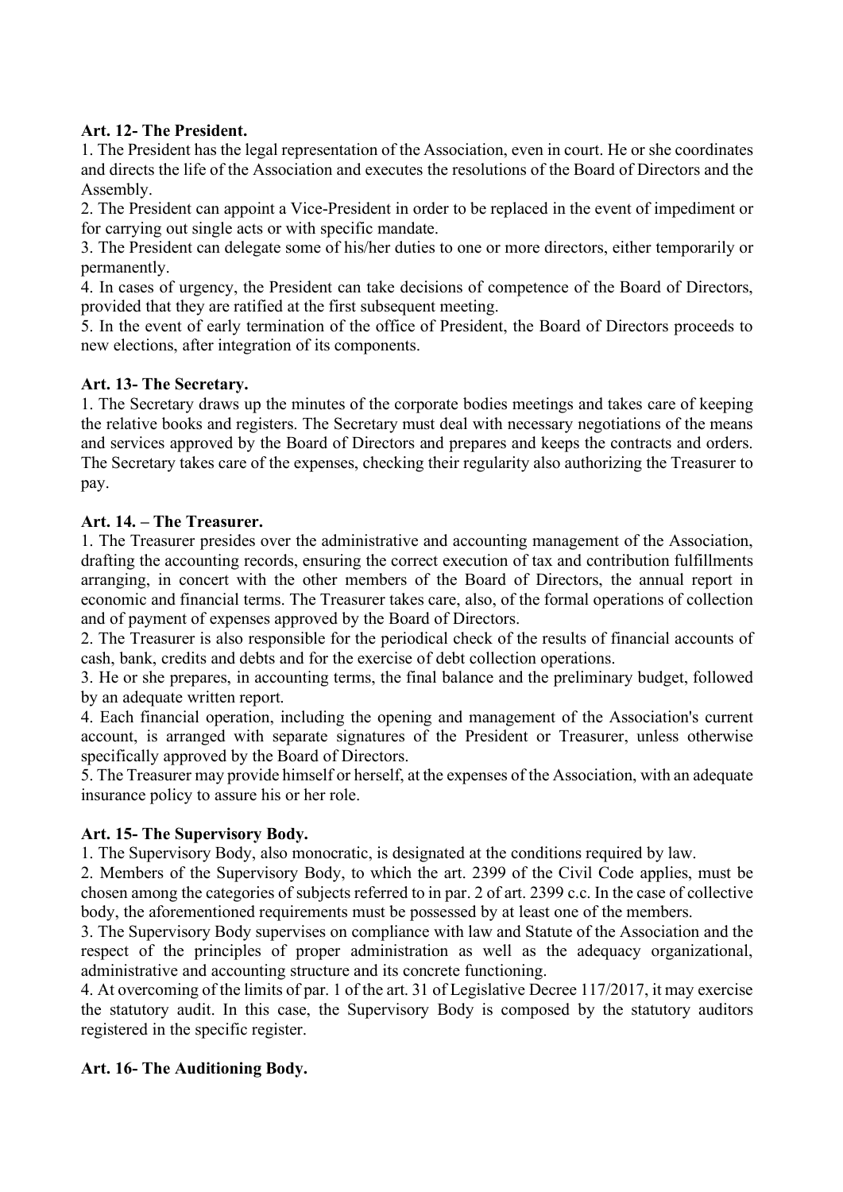**Art. 12- The President.**

1. The President has the legal representation of the Association, even in court. He or she coordinates and directs the life of the Association and executes the resolutions of the Board of Directors and the Assembly.
2. The President can appoint a Vice-President in order to be replaced in the event of impediment or for carrying out single acts or with specific mandate.
3. The President can delegate some of his/her duties to one or more directors, either temporarily or permanently.
4. In cases of urgency, the President can take decisions of competence of the Board of Directors, provided that they are ratified at the first subsequent meeting.
5. In the event of early termination of the office of President, the Board of Directors proceeds to new elections, after integration of its components.

**Art. 13- The Secretary.**

1. The Secretary draws up the minutes of the corporate bodies meetings and takes care of keeping the relative books and registers. The Secretary must deal with necessary negotiations of the means and services approved by the Board of Directors and prepares and keeps the contracts and orders. The Secretary takes care of the expenses, checking their regularity also authorizing the Treasurer to pay.

**Art. 14. – The Treasurer.**

1. The Treasurer presides over the administrative and accounting management of the Association, drafting the accounting records, ensuring the correct execution of tax and contribution fulfillments arranging, in concert with the other members of the Board of Directors, the annual report in economic and financial terms. The Treasurer takes care, also, of the formal operations of collection and of payment of expenses approved by the Board of Directors.
2. The Treasurer is also responsible for the periodical check of the results of financial accounts of cash, bank, credits and debts and for the exercise of debt collection operations.
3. He or she prepares, in accounting terms, the final balance and the preliminary budget, followed by an adequate written report.
4. Each financial operation, including the opening and management of the Association's current account, is arranged with separate signatures of the President or Treasurer, unless otherwise specifically approved by the Board of Directors.
5. The Treasurer may provide himself or herself, at the expenses of the Association, with an adequate insurance policy to assure his or her role.

**Art. 15- The Supervisory Body.**

1. The Supervisory Body, also monocratic, is designated at the conditions required by law.
2. Members of the Supervisory Body, to which the art. 2399 of the Civil Code applies, must be chosen among the categories of subjects referred to in par. 2 of art. 2399 c.c. In the case of collective body, the aforementioned requirements must be possessed by at least one of the members.
3. The Supervisory Body supervises on compliance with law and Statute of the Association and the respect of the principles of proper administration as well as the adequacy organizational, administrative and accounting structure and its concrete functioning.
4. At overcoming of the limits of par. 1 of the art. 31 of Legislative Decree 117/2017, it may exercise the statutory audit. In this case, the Supervisory Body is composed by the statutory auditors registered in the specific register.

**Art. 16- The Auditioning Body.**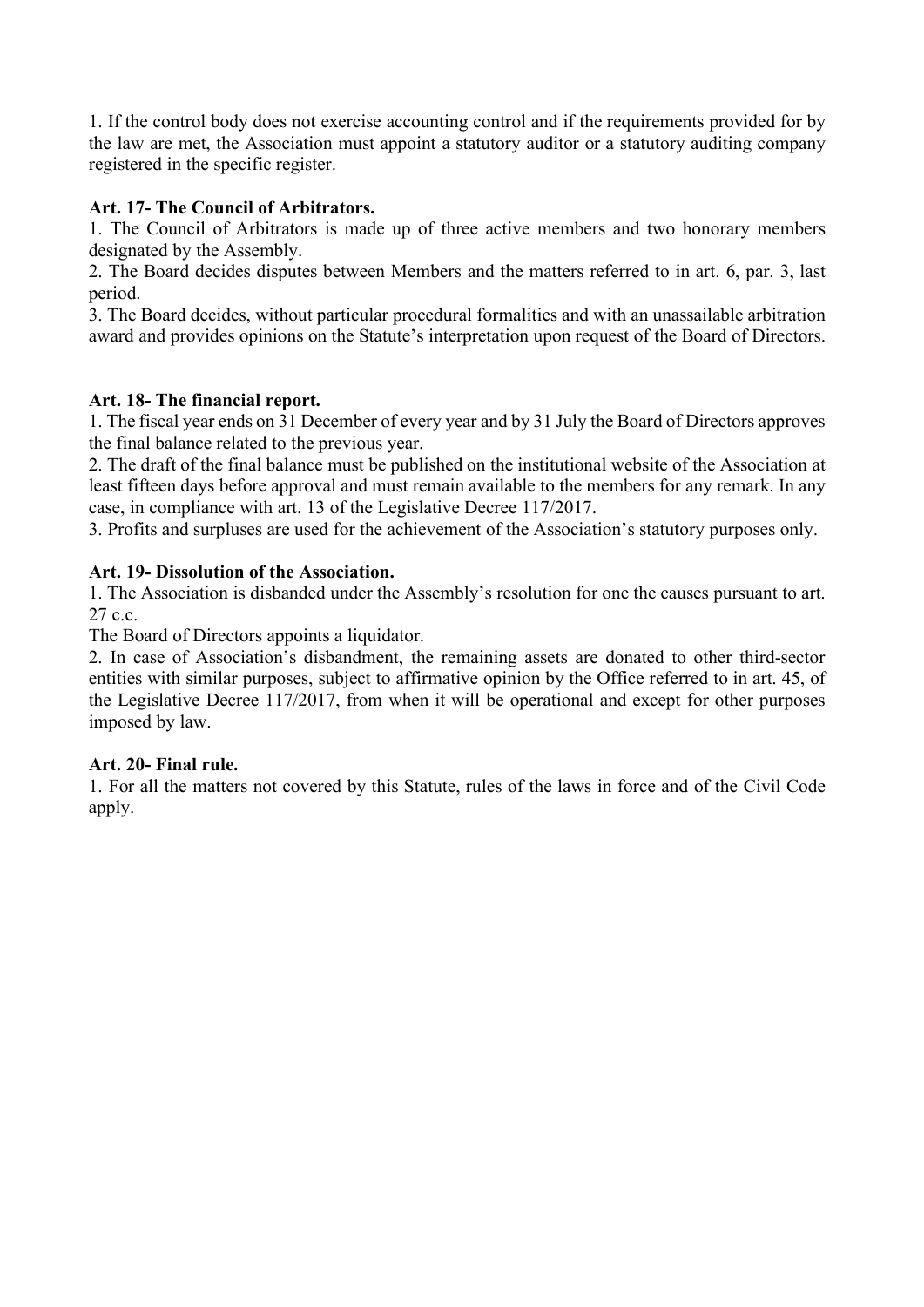1. If the control body does not exercise accounting control and if the requirements provided for by the law are met, the Association must appoint a statutory auditor or a statutory auditing company registered in the specific register.

**Art. 17- The Council of Arbitrators.**

1. The Council of Arbitrators is made up of three active members and two honorary members designated by the Assembly.
2. The Board decides disputes between Members and the matters referred to in art. 6, par. 3, last period.
3. The Board decides, without particular procedural formalities and with an unassailable arbitration award and provides opinions on the Statute's interpretation upon request of the Board of Directors.

**Art. 18- The financial report.**

1. The fiscal year ends on 31 December of every year and by 31 July the Board of Directors approves the final balance related to the previous year.
2. The draft of the final balance must be published on the institutional website of the Association at least fifteen days before approval and must remain available to the members for any remark. In any case, in compliance with art. 13 of the Legislative Decree 117/2017.
3. Profits and surpluses are used for the achievement of the Association's statutory purposes only.

**Art. 19- Dissolution of the Association.**

1. The Association is disbanded under the Assembly's resolution for one the causes pursuant to art. 27 c.c.

The Board of Directors appoints a liquidator.

2. In case of Association's disbandment, the remaining assets are donated to other third-sector entities with similar purposes, subject to affirmative opinion by the Office referred to in art. 45, of the Legislative Decree 117/2017, from when it will be operational and except for other purposes imposed by law.

**Art. 20- Final rule.**

1. For all the matters not covered by this Statute, rules of the laws in force and of the Civil Code apply.